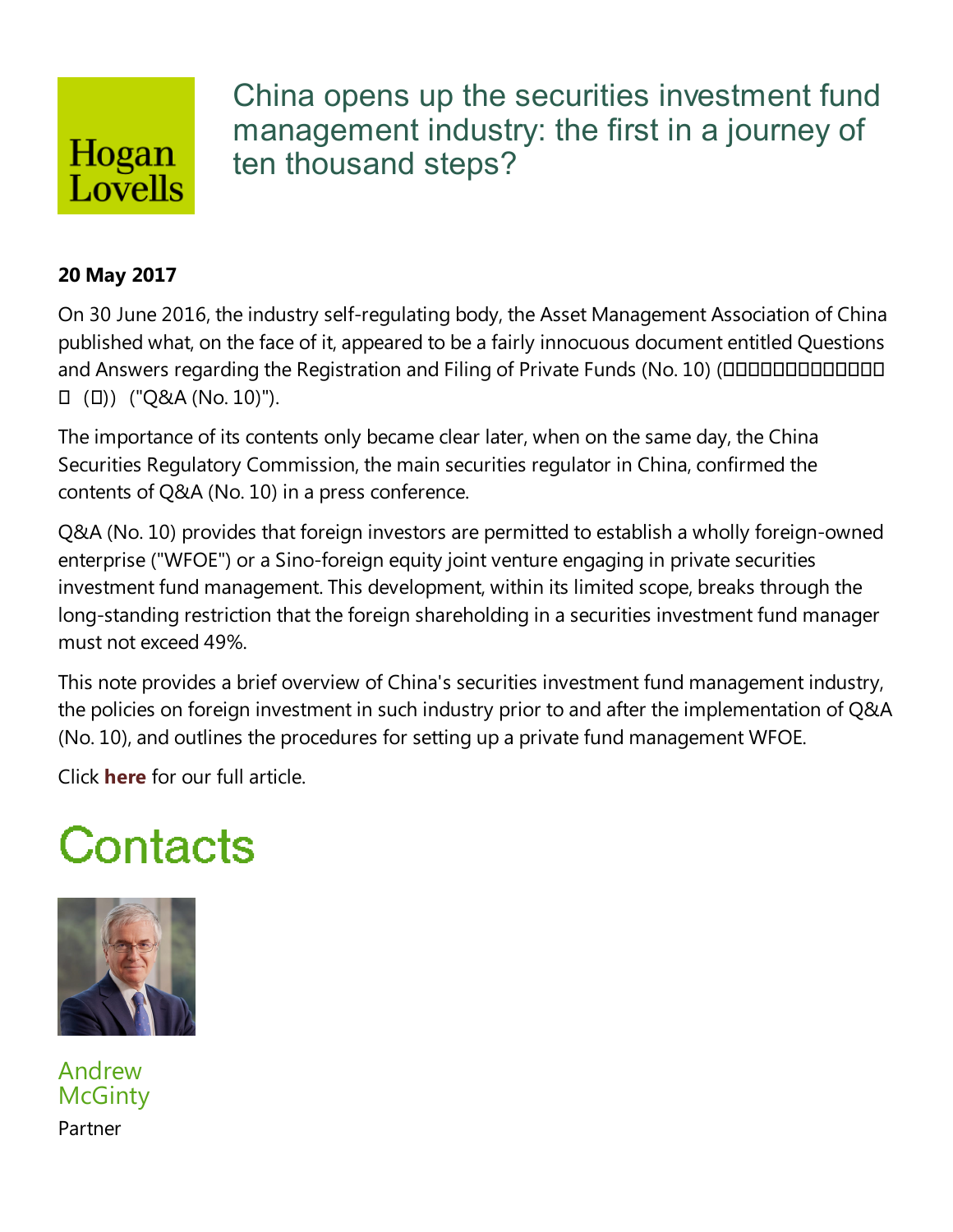Hogan Lovells

# China opens up the securities investment fund management industry: the first in a journey of ten thousand steps?

**20 May 2017**

On 30 June 2016, the industry self-regulating body, the Asset Management Association of China published what, on the face of it, appeared to be a fairly innocuous document entitled Questions and Answers regarding the Registration and Filing of Private Funds (No. 10) (□□□□□□□□□□□□□ (□)) ("Q&A (No. 10)").

The importance of its contents only became clear later, when on the same day, the China Securities Regulatory Commission, the main securities regulator in China, confirmed the contents of Q&A (No. 10) in a press conference.

Q&A (No. 10) provides that foreign investors are permitted to establish a wholly foreign-owned enterprise ("WFOE") or a Sino-foreign equity joint venture engaging in private securities investment fund management. This development, within its limited scope, breaks through the long-standing restriction that the foreign shareholding in a securities investment fund manager must not exceed 49%.

This note provides a brief overview of China's securities investment fund management industry, the policies on foreign investment in such industry prior to and after the implementation of Q&A (No. 10), and outlines the procedures for setting up a private fund management WFOE.

Click **here** for our full article.

# Contacts

Andrew McGinty

Partner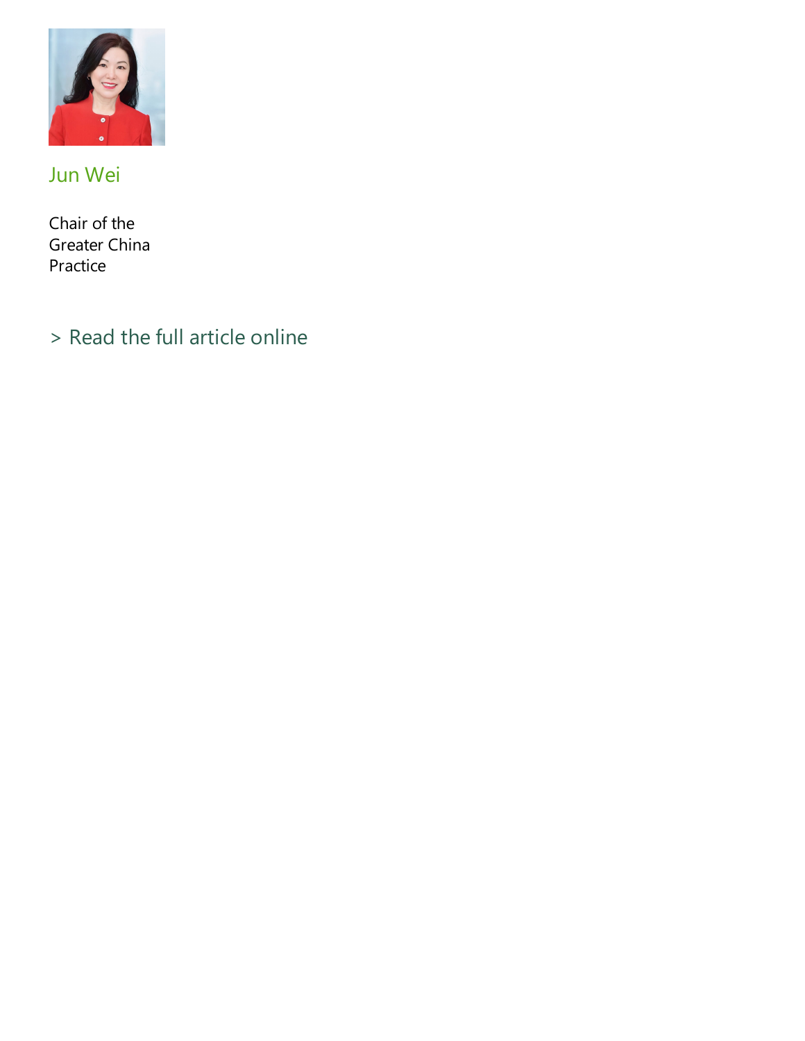Jun Wei

Chair of the Greater China Practice

> Read the full article online